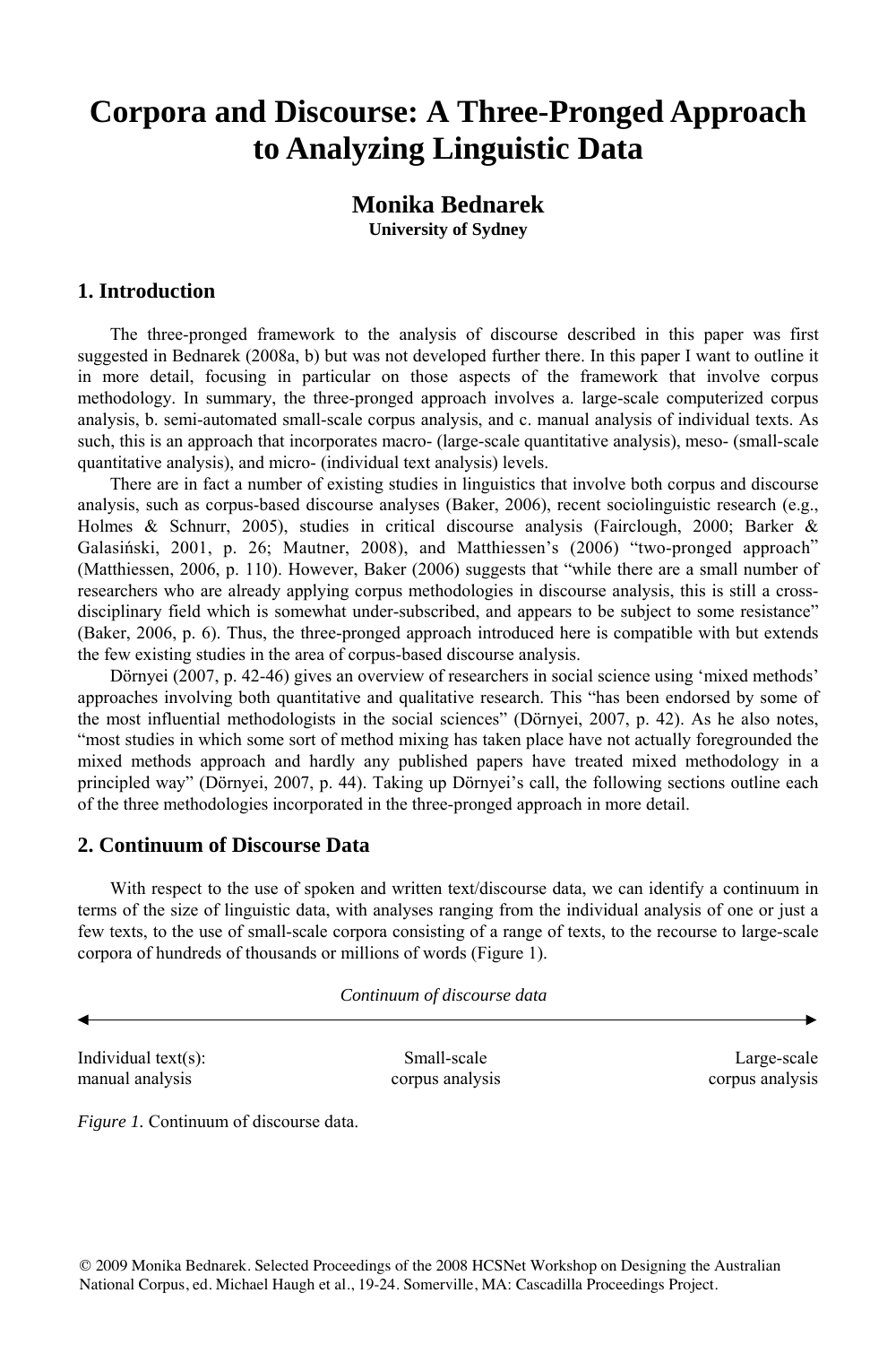# Corpora and Discourse: A Three-Pronged Approach to Analyzing Linguistic Data

**Monika Bednarek**
**University of Sydney**

## 1. Introduction

The three-pronged framework to the analysis of discourse described in this paper was first suggested in Bednarek (2008a, b) but was not developed further there. In this paper I want to outline it in more detail, focusing in particular on those aspects of the framework that involve corpus methodology. In summary, the three-pronged approach involves a. large-scale computerized corpus analysis, b. semi-automated small-scale corpus analysis, and c. manual analysis of individual texts. As such, this is an approach that incorporates macro- (large-scale quantitative analysis), meso- (small-scale quantitative analysis), and micro- (individual text analysis) levels.

There are in fact a number of existing studies in linguistics that involve both corpus and discourse analysis, such as corpus-based discourse analyses (Baker, 2006), recent sociolinguistic research (e.g., Holmes & Schnurr, 2005), studies in critical discourse analysis (Fairclough, 2000; Barker & Galasiński, 2001, p. 26; Mautner, 2008), and Matthiessen's (2006) "two-pronged approach" (Matthiessen, 2006, p. 110). However, Baker (2006) suggests that "while there are a small number of researchers who are already applying corpus methodologies in discourse analysis, this is still a cross-disciplinary field which is somewhat under-subscribed, and appears to be subject to some resistance" (Baker, 2006, p. 6). Thus, the three-pronged approach introduced here is compatible with but extends the few existing studies in the area of corpus-based discourse analysis.

Dörnyei (2007, p. 42-46) gives an overview of researchers in social science using 'mixed methods' approaches involving both quantitative and qualitative research. This "has been endorsed by some of the most influential methodologists in the social sciences" (Dörnyei, 2007, p. 42). As he also notes, "most studies in which some sort of method mixing has taken place have not actually foregrounded the mixed methods approach and hardly any published papers have treated mixed methodology in a principled way" (Dörnyei, 2007, p. 44). Taking up Dörnyei's call, the following sections outline each of the three methodologies incorporated in the three-pronged approach in more detail.

## 2. Continuum of Discourse Data

With respect to the use of spoken and written text/discourse data, we can identify a continuum in terms of the size of linguistic data, with analyses ranging from the individual analysis of one or just a few texts, to the use of small-scale corpora consisting of a range of texts, to the recourse to large-scale corpora of hundreds of thousands or millions of words (Figure 1).

*Continuum of discourse data*

◄──────────────────────────────────────►

| Individual text(s): manual analysis | Small-scale corpus analysis | Large-scale corpus analysis |
|---|---|---|

*Figure 1.* Continuum of discourse data.

© 2009 Monika Bednarek. Selected Proceedings of the 2008 HCSNet Workshop on Designing the Australian National Corpus, ed. Michael Haugh et al., 19-24. Somerville, MA: Cascadilla Proceedings Project.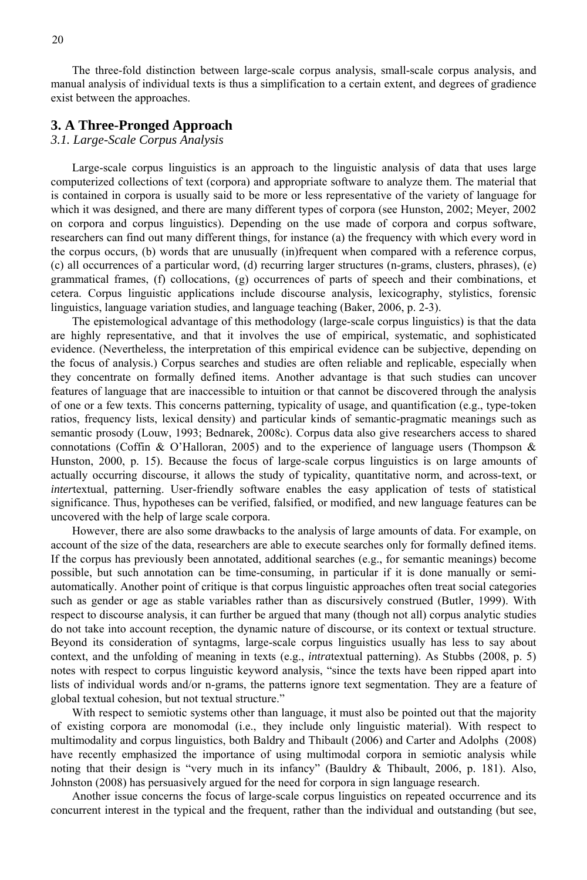The three-fold distinction between large-scale corpus analysis, small-scale corpus analysis, and manual analysis of individual texts is thus a simplification to a certain extent, and degrees of gradience exist between the approaches.

## 3. A Three-Pronged Approach

### *3.1. Large-Scale Corpus Analysis*

Large-scale corpus linguistics is an approach to the linguistic analysis of data that uses large computerized collections of text (corpora) and appropriate software to analyze them. The material that is contained in corpora is usually said to be more or less representative of the variety of language for which it was designed, and there are many different types of corpora (see Hunston, 2002; Meyer, 2002 on corpora and corpus linguistics). Depending on the use made of corpora and corpus software, researchers can find out many different things, for instance (a) the frequency with which every word in the corpus occurs, (b) words that are unusually (in)frequent when compared with a reference corpus, (c) all occurrences of a particular word, (d) recurring larger structures (n-grams, clusters, phrases), (e) grammatical frames, (f) collocations, (g) occurrences of parts of speech and their combinations, et cetera. Corpus linguistic applications include discourse analysis, lexicography, stylistics, forensic linguistics, language variation studies, and language teaching (Baker, 2006, p. 2-3).

The epistemological advantage of this methodology (large-scale corpus linguistics) is that the data are highly representative, and that it involves the use of empirical, systematic, and sophisticated evidence. (Nevertheless, the interpretation of this empirical evidence can be subjective, depending on the focus of analysis.) Corpus searches and studies are often reliable and replicable, especially when they concentrate on formally defined items. Another advantage is that such studies can uncover features of language that are inaccessible to intuition or that cannot be discovered through the analysis of one or a few texts. This concerns patterning, typicality of usage, and quantification (e.g., type-token ratios, frequency lists, lexical density) and particular kinds of semantic-pragmatic meanings such as semantic prosody (Louw, 1993; Bednarek, 2008c). Corpus data also give researchers access to shared connotations (Coffin & O'Halloran, 2005) and to the experience of language users (Thompson & Hunston, 2000, p. 15). Because the focus of large-scale corpus linguistics is on large amounts of actually occurring discourse, it allows the study of typicality, quantitative norm, and across-text, or *inter*textual, patterning. User-friendly software enables the easy application of tests of statistical significance. Thus, hypotheses can be verified, falsified, or modified, and new language features can be uncovered with the help of large scale corpora.

However, there are also some drawbacks to the analysis of large amounts of data. For example, on account of the size of the data, researchers are able to execute searches only for formally defined items. If the corpus has previously been annotated, additional searches (e.g., for semantic meanings) become possible, but such annotation can be time-consuming, in particular if it is done manually or semi-automatically. Another point of critique is that corpus linguistic approaches often treat social categories such as gender or age as stable variables rather than as discursively construed (Butler, 1999). With respect to discourse analysis, it can further be argued that many (though not all) corpus analytic studies do not take into account reception, the dynamic nature of discourse, or its context or textual structure. Beyond its consideration of syntagms, large-scale corpus linguistics usually has less to say about context, and the unfolding of meaning in texts (e.g., *intra*textual patterning). As Stubbs (2008, p. 5) notes with respect to corpus linguistic keyword analysis, "since the texts have been ripped apart into lists of individual words and/or n-grams, the patterns ignore text segmentation. They are a feature of global textual cohesion, but not textual structure."

With respect to semiotic systems other than language, it must also be pointed out that the majority of existing corpora are monomodal (i.e., they include only linguistic material). With respect to multimodality and corpus linguistics, both Baldry and Thibault (2006) and Carter and Adolphs (2008) have recently emphasized the importance of using multimodal corpora in semiotic analysis while noting that their design is "very much in its infancy" (Bauldry & Thibault, 2006, p. 181). Also, Johnston (2008) has persuasively argued for the need for corpora in sign language research.

Another issue concerns the focus of large-scale corpus linguistics on repeated occurrence and its concurrent interest in the typical and the frequent, rather than the individual and outstanding (but see,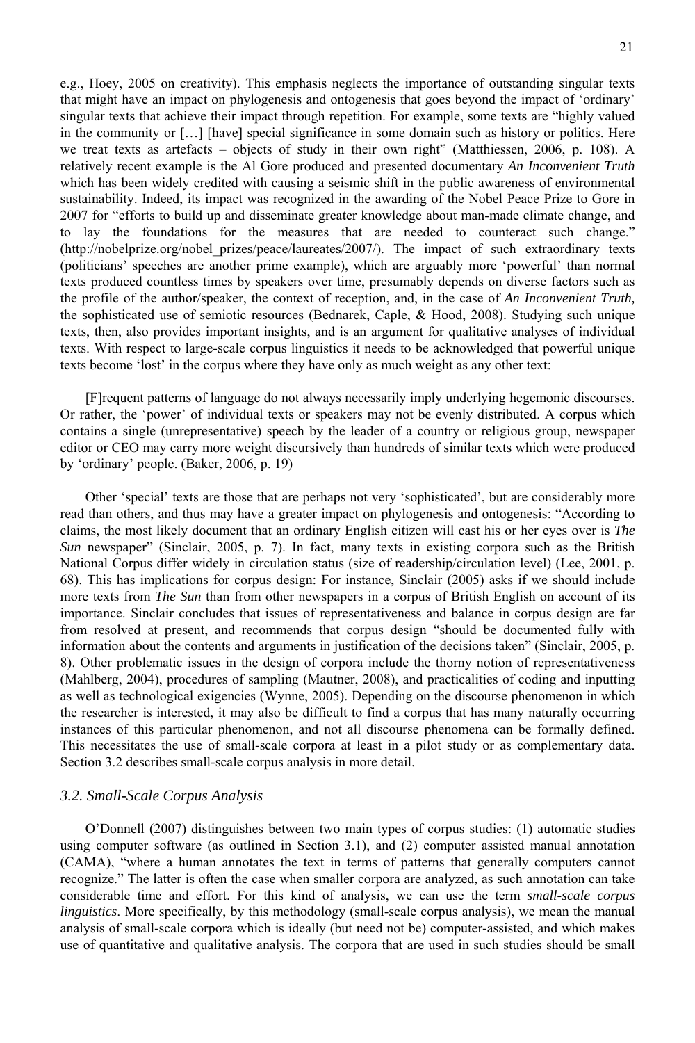e.g., Hoey, 2005 on creativity). This emphasis neglects the importance of outstanding singular texts that might have an impact on phylogenesis and ontogenesis that goes beyond the impact of 'ordinary' singular texts that achieve their impact through repetition. For example, some texts are "highly valued in the community or […] [have] special significance in some domain such as history or politics. Here we treat texts as artefacts – objects of study in their own right" (Matthiessen, 2006, p. 108). A relatively recent example is the Al Gore produced and presented documentary *An Inconvenient Truth* which has been widely credited with causing a seismic shift in the public awareness of environmental sustainability. Indeed, its impact was recognized in the awarding of the Nobel Peace Prize to Gore in 2007 for "efforts to build up and disseminate greater knowledge about man-made climate change, and to lay the foundations for the measures that are needed to counteract such change." (http://nobelprize.org/nobel_prizes/peace/laureates/2007/). The impact of such extraordinary texts (politicians' speeches are another prime example), which are arguably more 'powerful' than normal texts produced countless times by speakers over time, presumably depends on diverse factors such as the profile of the author/speaker, the context of reception, and, in the case of *An Inconvenient Truth,* the sophisticated use of semiotic resources (Bednarek, Caple, & Hood, 2008). Studying such unique texts, then, also provides important insights, and is an argument for qualitative analyses of individual texts. With respect to large-scale corpus linguistics it needs to be acknowledged that powerful unique texts become 'lost' in the corpus where they have only as much weight as any other text:

> [F]requent patterns of language do not always necessarily imply underlying hegemonic discourses. Or rather, the 'power' of individual texts or speakers may not be evenly distributed. A corpus which contains a single (unrepresentative) speech by the leader of a country or religious group, newspaper editor or CEO may carry more weight discursively than hundreds of similar texts which were produced by 'ordinary' people. (Baker, 2006, p. 19)

Other 'special' texts are those that are perhaps not very 'sophisticated', but are considerably more read than others, and thus may have a greater impact on phylogenesis and ontogenesis: "According to claims, the most likely document that an ordinary English citizen will cast his or her eyes over is *The Sun* newspaper" (Sinclair, 2005, p. 7). In fact, many texts in existing corpora such as the British National Corpus differ widely in circulation status (size of readership/circulation level) (Lee, 2001, p. 68). This has implications for corpus design: For instance, Sinclair (2005) asks if we should include more texts from *The Sun* than from other newspapers in a corpus of British English on account of its importance. Sinclair concludes that issues of representativeness and balance in corpus design are far from resolved at present, and recommends that corpus design "should be documented fully with information about the contents and arguments in justification of the decisions taken" (Sinclair, 2005, p. 8). Other problematic issues in the design of corpora include the thorny notion of representativeness (Mahlberg, 2004), procedures of sampling (Mautner, 2008), and practicalities of coding and inputting as well as technological exigencies (Wynne, 2005). Depending on the discourse phenomenon in which the researcher is interested, it may also be difficult to find a corpus that has many naturally occurring instances of this particular phenomenon, and not all discourse phenomena can be formally defined. This necessitates the use of small-scale corpora at least in a pilot study or as complementary data. Section 3.2 describes small-scale corpus analysis in more detail.

### *3.2. Small-Scale Corpus Analysis*

O'Donnell (2007) distinguishes between two main types of corpus studies: (1) automatic studies using computer software (as outlined in Section 3.1), and (2) computer assisted manual annotation (CAMA), "where a human annotates the text in terms of patterns that generally computers cannot recognize." The latter is often the case when smaller corpora are analyzed, as such annotation can take considerable time and effort. For this kind of analysis, we can use the term *small-scale corpus linguistics*. More specifically, by this methodology (small-scale corpus analysis), we mean the manual analysis of small-scale corpora which is ideally (but need not be) computer-assisted, and which makes use of quantitative and qualitative analysis. The corpora that are used in such studies should be small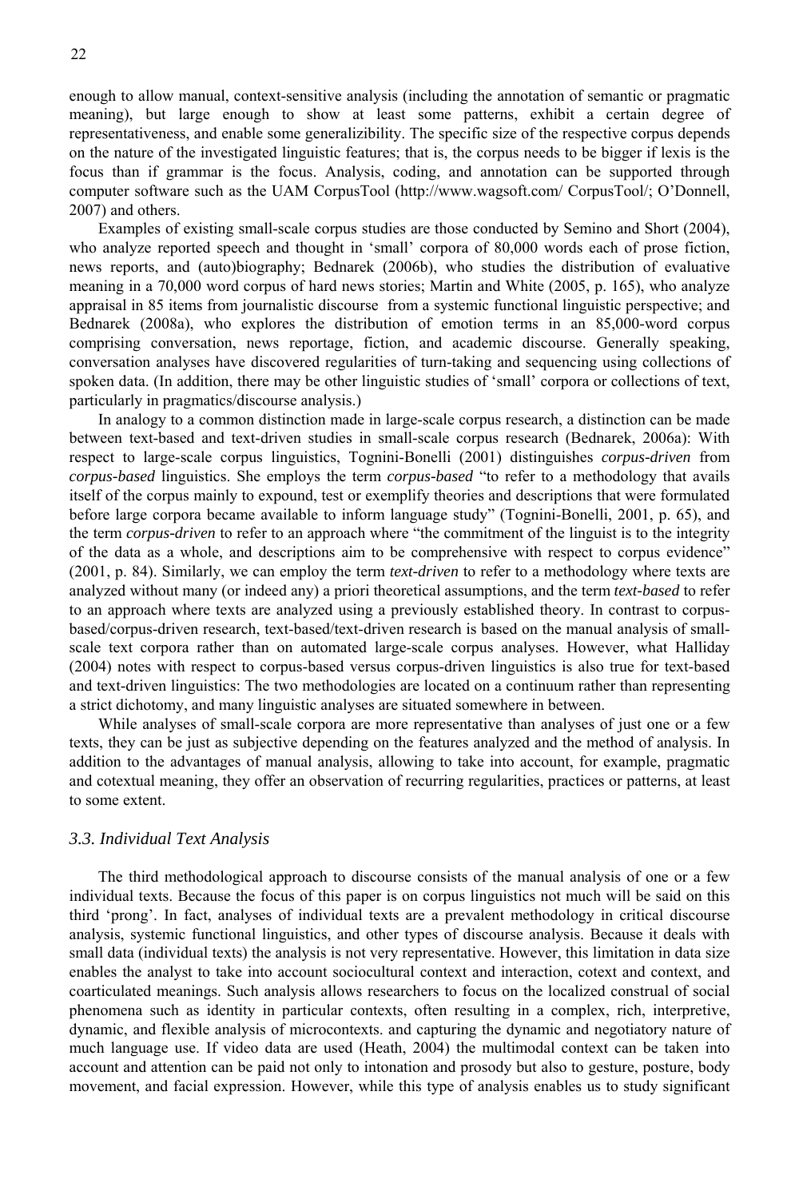enough to allow manual, context-sensitive analysis (including the annotation of semantic or pragmatic meaning), but large enough to show at least some patterns, exhibit a certain degree of representativeness, and enable some generalizibility. The specific size of the respective corpus depends on the nature of the investigated linguistic features; that is, the corpus needs to be bigger if lexis is the focus than if grammar is the focus. Analysis, coding, and annotation can be supported through computer software such as the UAM CorpusTool (http://www.wagsoft.com/ CorpusTool/; O'Donnell, 2007) and others.

Examples of existing small-scale corpus studies are those conducted by Semino and Short (2004), who analyze reported speech and thought in 'small' corpora of 80,000 words each of prose fiction, news reports, and (auto)biography; Bednarek (2006b), who studies the distribution of evaluative meaning in a 70,000 word corpus of hard news stories; Martin and White (2005, p. 165), who analyze appraisal in 85 items from journalistic discourse from a systemic functional linguistic perspective; and Bednarek (2008a), who explores the distribution of emotion terms in an 85,000-word corpus comprising conversation, news reportage, fiction, and academic discourse. Generally speaking, conversation analyses have discovered regularities of turn-taking and sequencing using collections of spoken data. (In addition, there may be other linguistic studies of 'small' corpora or collections of text, particularly in pragmatics/discourse analysis.)

In analogy to a common distinction made in large-scale corpus research, a distinction can be made between text-based and text-driven studies in small-scale corpus research (Bednarek, 2006a): With respect to large-scale corpus linguistics, Tognini-Bonelli (2001) distinguishes *corpus-driven* from *corpus-based* linguistics. She employs the term *corpus-based* "to refer to a methodology that avails itself of the corpus mainly to expound, test or exemplify theories and descriptions that were formulated before large corpora became available to inform language study" (Tognini-Bonelli, 2001, p. 65), and the term *corpus-driven* to refer to an approach where "the commitment of the linguist is to the integrity of the data as a whole, and descriptions aim to be comprehensive with respect to corpus evidence" (2001, p. 84). Similarly, we can employ the term *text-driven* to refer to a methodology where texts are analyzed without many (or indeed any) a priori theoretical assumptions, and the term *text-based* to refer to an approach where texts are analyzed using a previously established theory. In contrast to corpus-based/corpus-driven research, text-based/text-driven research is based on the manual analysis of small-scale text corpora rather than on automated large-scale corpus analyses. However, what Halliday (2004) notes with respect to corpus-based versus corpus-driven linguistics is also true for text-based and text-driven linguistics: The two methodologies are located on a continuum rather than representing a strict dichotomy, and many linguistic analyses are situated somewhere in between.

While analyses of small-scale corpora are more representative than analyses of just one or a few texts, they can be just as subjective depending on the features analyzed and the method of analysis. In addition to the advantages of manual analysis, allowing to take into account, for example, pragmatic and cotextual meaning, they offer an observation of recurring regularities, practices or patterns, at least to some extent.

### *3.3. Individual Text Analysis*

The third methodological approach to discourse consists of the manual analysis of one or a few individual texts. Because the focus of this paper is on corpus linguistics not much will be said on this third 'prong'. In fact, analyses of individual texts are a prevalent methodology in critical discourse analysis, systemic functional linguistics, and other types of discourse analysis. Because it deals with small data (individual texts) the analysis is not very representative. However, this limitation in data size enables the analyst to take into account sociocultural context and interaction, cotext and context, and coarticulated meanings. Such analysis allows researchers to focus on the localized construal of social phenomena such as identity in particular contexts, often resulting in a complex, rich, interpretive, dynamic, and flexible analysis of microcontexts. and capturing the dynamic and negotiatory nature of much language use. If video data are used (Heath, 2004) the multimodal context can be taken into account and attention can be paid not only to intonation and prosody but also to gesture, posture, body movement, and facial expression. However, while this type of analysis enables us to study significant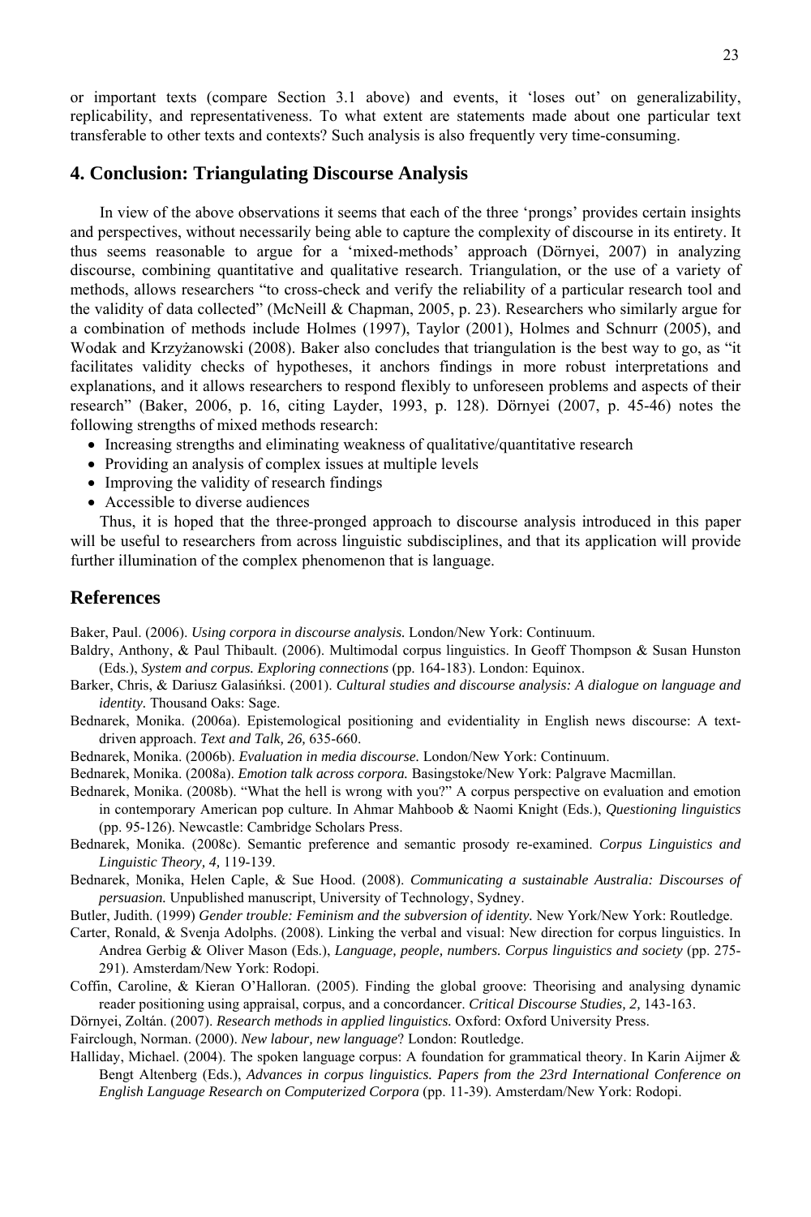or important texts (compare Section 3.1 above) and events, it 'loses out' on generalizability, replicability, and representativeness. To what extent are statements made about one particular text transferable to other texts and contexts? Such analysis is also frequently very time-consuming.

## 4. Conclusion: Triangulating Discourse Analysis

In view of the above observations it seems that each of the three 'prongs' provides certain insights and perspectives, without necessarily being able to capture the complexity of discourse in its entirety. It thus seems reasonable to argue for a 'mixed-methods' approach (Dörnyei, 2007) in analyzing discourse, combining quantitative and qualitative research. Triangulation, or the use of a variety of methods, allows researchers "to cross-check and verify the reliability of a particular research tool and the validity of data collected" (McNeill & Chapman, 2005, p. 23). Researchers who similarly argue for a combination of methods include Holmes (1997), Taylor (2001), Holmes and Schnurr (2005), and Wodak and Krzyżanowski (2008). Baker also concludes that triangulation is the best way to go, as "it facilitates validity checks of hypotheses, it anchors findings in more robust interpretations and explanations, and it allows researchers to respond flexibly to unforeseen problems and aspects of their research" (Baker, 2006, p. 16, citing Layder, 1993, p. 128). Dörnyei (2007, p. 45-46) notes the following strengths of mixed methods research:

- Increasing strengths and eliminating weakness of qualitative/quantitative research
- Providing an analysis of complex issues at multiple levels
- Improving the validity of research findings
- Accessible to diverse audiences

Thus, it is hoped that the three-pronged approach to discourse analysis introduced in this paper will be useful to researchers from across linguistic subdisciplines, and that its application will provide further illumination of the complex phenomenon that is language.

## References

Baker, Paul. (2006). *Using corpora in discourse analysis.* London/New York: Continuum.

Baldry, Anthony, & Paul Thibault. (2006). Multimodal corpus linguistics. In Geoff Thompson & Susan Hunston (Eds.), *System and corpus. Exploring connections* (pp. 164-183). London: Equinox.

Barker, Chris, & Dariusz Galasińksi. (2001). *Cultural studies and discourse analysis: A dialogue on language and identity.* Thousand Oaks: Sage.

Bednarek, Monika. (2006a). Epistemological positioning and evidentiality in English news discourse: A text-driven approach. *Text and Talk, 26,* 635-660.

Bednarek, Monika. (2006b). *Evaluation in media discourse.* London/New York: Continuum.

Bednarek, Monika. (2008a). *Emotion talk across corpora.* Basingstoke/New York: Palgrave Macmillan.

Bednarek, Monika. (2008b). "What the hell is wrong with you?" A corpus perspective on evaluation and emotion in contemporary American pop culture. In Ahmar Mahboob & Naomi Knight (Eds.), *Questioning linguistics* (pp. 95-126). Newcastle: Cambridge Scholars Press.

Bednarek, Monika. (2008c). Semantic preference and semantic prosody re-examined. *Corpus Linguistics and Linguistic Theory, 4,* 119-139.

Bednarek, Monika, Helen Caple, & Sue Hood. (2008). *Communicating a sustainable Australia: Discourses of persuasion.* Unpublished manuscript, University of Technology, Sydney.

Butler, Judith. (1999) *Gender trouble: Feminism and the subversion of identity.* New York/New York: Routledge.

Carter, Ronald, & Svenja Adolphs. (2008). Linking the verbal and visual: New direction for corpus linguistics. In Andrea Gerbig & Oliver Mason (Eds.), *Language, people, numbers. Corpus linguistics and society* (pp. 275-291). Amsterdam/New York: Rodopi.

Coffin, Caroline, & Kieran O'Halloran. (2005). Finding the global groove: Theorising and analysing dynamic reader positioning using appraisal, corpus, and a concordancer. *Critical Discourse Studies, 2,* 143-163.

Dörnyei, Zoltán. (2007). *Research methods in applied linguistics.* Oxford: Oxford University Press.

Fairclough, Norman. (2000). *New labour, new language*? London: Routledge.

Halliday, Michael. (2004). The spoken language corpus: A foundation for grammatical theory. In Karin Aijmer & Bengt Altenberg (Eds.), *Advances in corpus linguistics. Papers from the 23rd International Conference on English Language Research on Computerized Corpora* (pp. 11-39). Amsterdam/New York: Rodopi.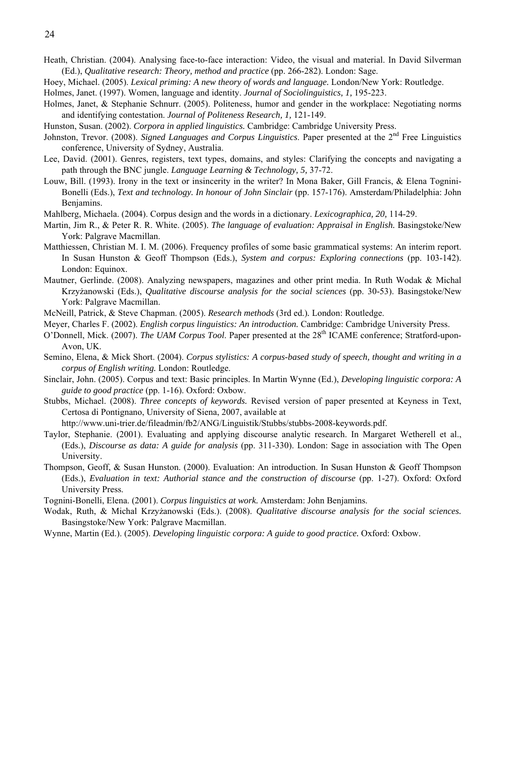Heath, Christian. (2004). Analysing face-to-face interaction: Video, the visual and material. In David Silverman (Ed.), *Qualitative research: Theory, method and practice* (pp. 266-282). London: Sage.

Hoey, Michael. (2005). *Lexical priming: A new theory of words and language.* London/New York: Routledge.

Holmes, Janet. (1997). Women, language and identity. *Journal of Sociolinguistics, 1,* 195-223.

Holmes, Janet, & Stephanie Schnurr. (2005). Politeness, humor and gender in the workplace: Negotiating norms and identifying contestation. *Journal of Politeness Research, 1,* 121-149.

Hunston, Susan. (2002). *Corpora in applied linguistics.* Cambridge: Cambridge University Press.

Johnston, Trevor. (2008). *Signed Languages and Corpus Linguistics*. Paper presented at the 2nd Free Linguistics conference, University of Sydney, Australia.

Lee, David. (2001). Genres, registers, text types, domains, and styles: Clarifying the concepts and navigating a path through the BNC jungle. *Language Learning & Technology, 5,* 37-72.

Louw, Bill. (1993). Irony in the text or insincerity in the writer? In Mona Baker, Gill Francis, & Elena Tognini-Bonelli (Eds.), *Text and technology. In honour of John Sinclair* (pp. 157-176). Amsterdam/Philadelphia: John Benjamins.

Mahlberg, Michaela. (2004). Corpus design and the words in a dictionary. *Lexicographica, 20,* 114-29.

Martin, Jim R., & Peter R. R. White. (2005). *The language of evaluation: Appraisal in English.* Basingstoke/New York: Palgrave Macmillan.

Matthiessen, Christian M. I. M. (2006). Frequency profiles of some basic grammatical systems: An interim report. In Susan Hunston & Geoff Thompson (Eds.), *System and corpus: Exploring connections* (pp. 103-142). London: Equinox.

Mautner, Gerlinde. (2008). Analyzing newspapers, magazines and other print media. In Ruth Wodak & Michal Krzyżanowski (Eds.), *Qualitative discourse analysis for the social sciences* (pp. 30-53). Basingstoke/New York: Palgrave Macmillan.

McNeill, Patrick, & Steve Chapman. (2005). *Research methods* (3rd ed.)*.* London: Routledge.

Meyer, Charles F. (2002). *English corpus linguistics: An introduction.* Cambridge: Cambridge University Press.

O'Donnell, Mick. (2007). *The UAM Corpus Tool*. Paper presented at the 28th ICAME conference; Stratford-upon-Avon, UK.

Semino, Elena, & Mick Short. (2004). *Corpus stylistics: A corpus-based study of speech, thought and writing in a corpus of English writing.* London: Routledge.

Sinclair, John. (2005). Corpus and text: Basic principles. In Martin Wynne (Ed.), *Developing linguistic corpora: A guide to good practice* (pp. 1-16). Oxford: Oxbow.

Stubbs, Michael. (2008). *Three concepts of keywords.* Revised version of paper presented at Keyness in Text, Certosa di Pontignano, University of Siena, 2007, available at http://www.uni-trier.de/fileadmin/fb2/ANG/Linguistik/Stubbs/stubbs-2008-keywords.pdf.

Taylor, Stephanie. (2001). Evaluating and applying discourse analytic research. In Margaret Wetherell et al., (Eds.), *Discourse as data: A guide for analysis* (pp. 311-330). London: Sage in association with The Open University.

Thompson, Geoff, & Susan Hunston. (2000). Evaluation: An introduction. In Susan Hunston & Geoff Thompson (Eds.), *Evaluation in text: Authorial stance and the construction of discourse* (pp. 1-27). Oxford: Oxford University Press.

Tognini-Bonelli, Elena. (2001). *Corpus linguistics at work.* Amsterdam: John Benjamins.

Wodak, Ruth, & Michal Krzyżanowski (Eds.). (2008). *Qualitative discourse analysis for the social sciences.* Basingstoke/New York: Palgrave Macmillan.

Wynne, Martin (Ed.). (2005). *Developing linguistic corpora: A guide to good practice.* Oxford: Oxbow.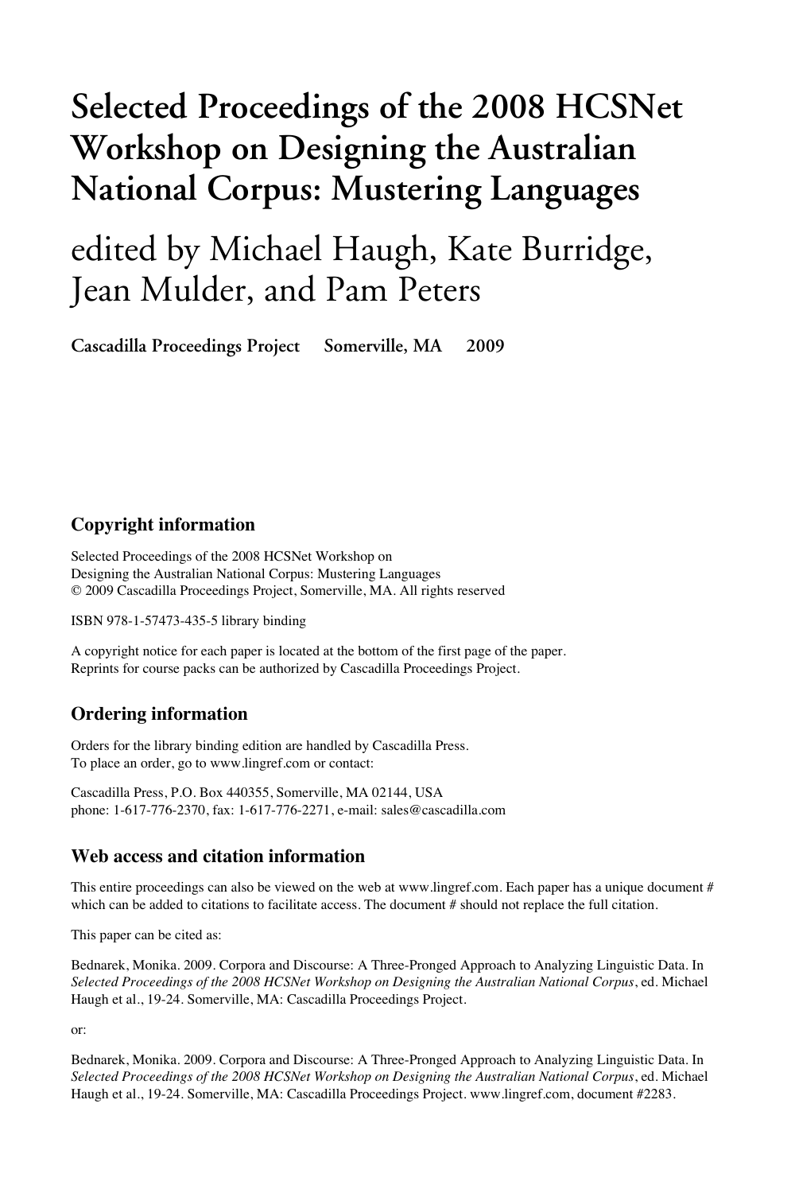# Selected Proceedings of the 2008 HCSNet Workshop on Designing the Australian National Corpus: Mustering Languages

edited by Michael Haugh, Kate Burridge, Jean Mulder, and Pam Peters

**Cascadilla Proceedings Project Somerville, MA 2009**

## Copyright information

Selected Proceedings of the 2008 HCSNet Workshop on
Designing the Australian National Corpus: Mustering Languages
© 2009 Cascadilla Proceedings Project, Somerville, MA. All rights reserved

ISBN 978-1-57473-435-5 library binding

A copyright notice for each paper is located at the bottom of the first page of the paper.
Reprints for course packs can be authorized by Cascadilla Proceedings Project.

## Ordering information

Orders for the library binding edition are handled by Cascadilla Press.
To place an order, go to www.lingref.com or contact:

Cascadilla Press, P.O. Box 440355, Somerville, MA 02144, USA
phone: 1-617-776-2370, fax: 1-617-776-2271, e-mail: sales@cascadilla.com

## Web access and citation information

This entire proceedings can also be viewed on the web at www.lingref.com. Each paper has a unique document # which can be added to citations to facilitate access. The document # should not replace the full citation.

This paper can be cited as:

Bednarek, Monika. 2009. Corpora and Discourse: A Three-Pronged Approach to Analyzing Linguistic Data. In *Selected Proceedings of the 2008 HCSNet Workshop on Designing the Australian National Corpus*, ed. Michael Haugh et al., 19-24. Somerville, MA: Cascadilla Proceedings Project.

or:

Bednarek, Monika. 2009. Corpora and Discourse: A Three-Pronged Approach to Analyzing Linguistic Data. In *Selected Proceedings of the 2008 HCSNet Workshop on Designing the Australian National Corpus*, ed. Michael Haugh et al., 19-24. Somerville, MA: Cascadilla Proceedings Project. www.lingref.com, document #2283.